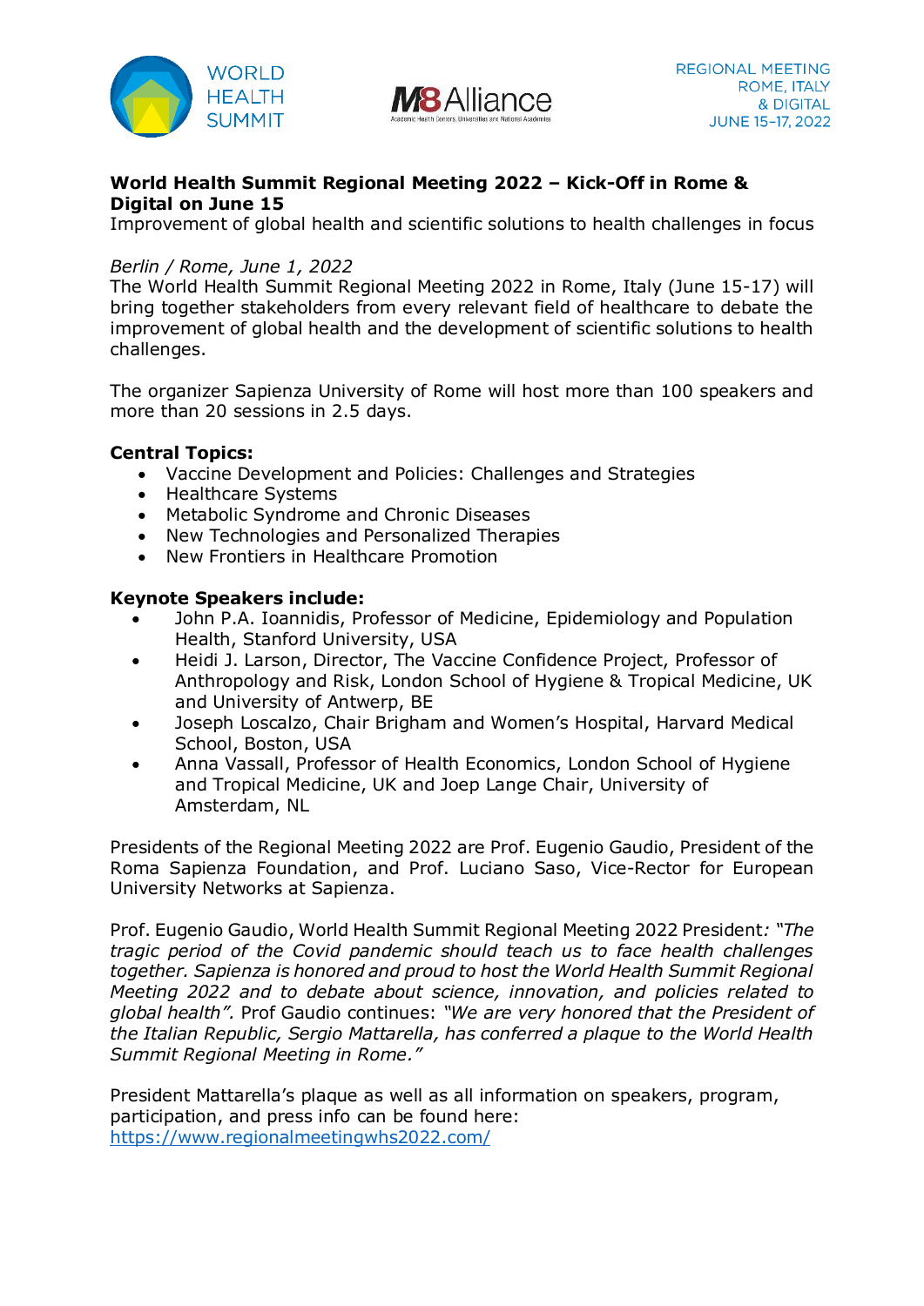WORLD HEALTH SUMMIT

M8 Alliance

REGIONAL MEETING
ROME, ITALY
& DIGITAL
JUNE 15–17, 2022

**World Health Summit Regional Meeting 2022 – Kick-Off in Rome & Digital on June 15**
Improvement of global health and scientific solutions to health challenges in focus

*Berlin / Rome, June 1, 2022*
The World Health Summit Regional Meeting 2022 in Rome, Italy (June 15-17) will bring together stakeholders from every relevant field of healthcare to debate the improvement of global health and the development of scientific solutions to health challenges.

The organizer Sapienza University of Rome will host more than 100 speakers and more than 20 sessions in 2.5 days.

**Central Topics:**

- Vaccine Development and Policies: Challenges and Strategies
- Healthcare Systems
- Metabolic Syndrome and Chronic Diseases
- New Technologies and Personalized Therapies
- New Frontiers in Healthcare Promotion

**Keynote Speakers include:**

- John P.A. Ioannidis, Professor of Medicine, Epidemiology and Population Health, Stanford University, USA
- Heidi J. Larson, Director, The Vaccine Confidence Project, Professor of Anthropology and Risk, London School of Hygiene & Tropical Medicine, UK and University of Antwerp, BE
- Joseph Loscalzo, Chair Brigham and Women's Hospital, Harvard Medical School, Boston, USA
- Anna Vassall, Professor of Health Economics, London School of Hygiene and Tropical Medicine, UK and Joep Lange Chair, University of Amsterdam, NL

Presidents of the Regional Meeting 2022 are Prof. Eugenio Gaudio, President of the Roma Sapienza Foundation, and Prof. Luciano Saso, Vice-Rector for European University Networks at Sapienza.

Prof. Eugenio Gaudio, World Health Summit Regional Meeting 2022 President*: "The tragic period of the Covid pandemic should teach us to face health challenges together. Sapienza is honored and proud to host the World Health Summit Regional Meeting 2022 and to debate about science, innovation, and policies related to global health".* Prof Gaudio continues: *"We are very honored that the President of the Italian Republic, Sergio Mattarella, has conferred a plaque to the World Health Summit Regional Meeting in Rome."*

President Mattarella's plaque as well as all information on speakers, program, participation, and press info can be found here:
https://www.regionalmeetingwhs2022.com/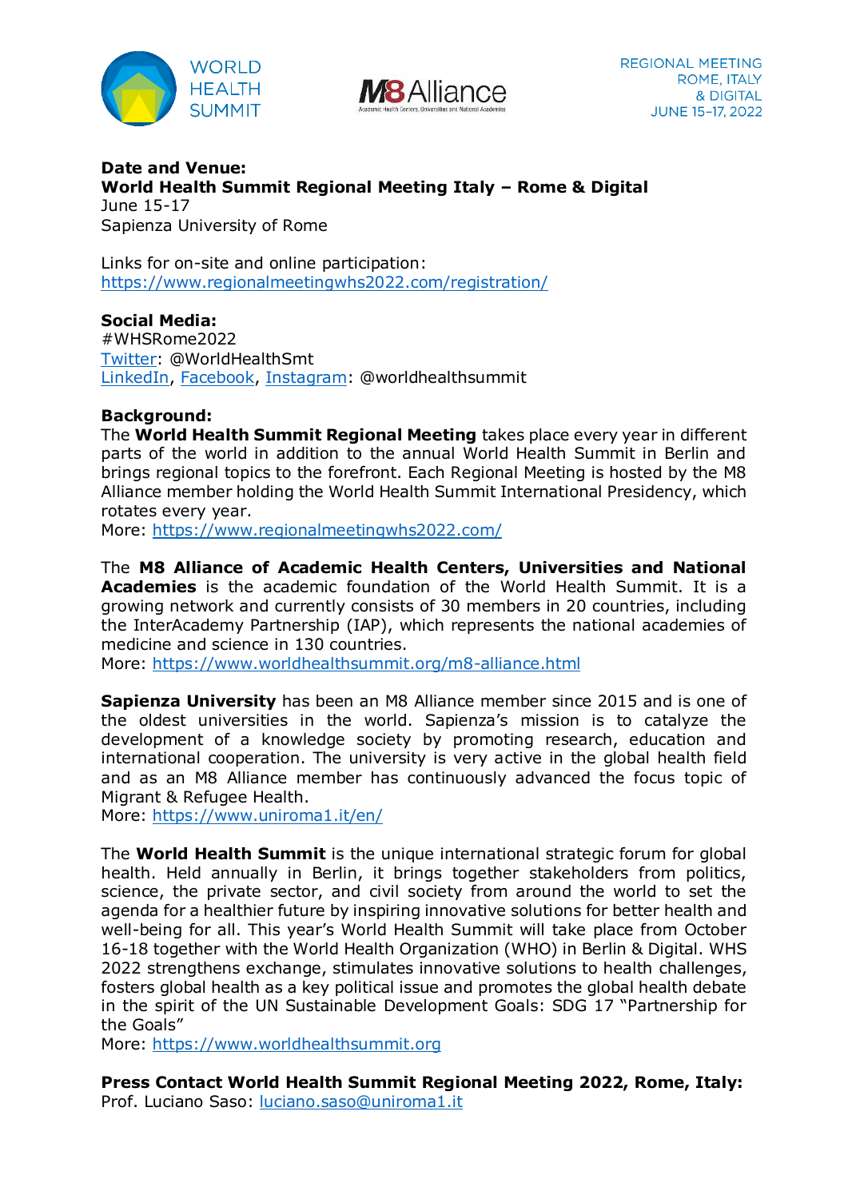**Date and Venue:**
**World Health Summit Regional Meeting Italy – Rome & Digital**
June 15-17
Sapienza University of Rome

Links for on-site and online participation:
https://www.regionalmeetingwhs2022.com/registration/

**Social Media:**
#WHSRome2022
Twitter: @WorldHealthSmt
LinkedIn, Facebook, Instagram: @worldhealthsummit

**Background:**
The **World Health Summit Regional Meeting** takes place every year in different parts of the world in addition to the annual World Health Summit in Berlin and brings regional topics to the forefront. Each Regional Meeting is hosted by the M8 Alliance member holding the World Health Summit International Presidency, which rotates every year.
More: https://www.regionalmeetingwhs2022.com/

The **M8 Alliance of Academic Health Centers, Universities and National Academies** is the academic foundation of the World Health Summit. It is a growing network and currently consists of 30 members in 20 countries, including the InterAcademy Partnership (IAP), which represents the national academies of medicine and science in 130 countries.
More: https://www.worldhealthsummit.org/m8-alliance.html

**Sapienza University** has been an M8 Alliance member since 2015 and is one of the oldest universities in the world. Sapienza's mission is to catalyze the development of a knowledge society by promoting research, education and international cooperation. The university is very active in the global health field and as an M8 Alliance member has continuously advanced the focus topic of Migrant & Refugee Health.
More: https://www.uniroma1.it/en/

The **World Health Summit** is the unique international strategic forum for global health. Held annually in Berlin, it brings together stakeholders from politics, science, the private sector, and civil society from around the world to set the agenda for a healthier future by inspiring innovative solutions for better health and well-being for all. This year's World Health Summit will take place from October 16-18 together with the World Health Organization (WHO) in Berlin & Digital. WHS 2022 strengthens exchange, stimulates innovative solutions to health challenges, fosters global health as a key political issue and promotes the global health debate in the spirit of the UN Sustainable Development Goals: SDG 17 "Partnership for the Goals"
More: https://www.worldhealthsummit.org

**Press Contact World Health Summit Regional Meeting 2022, Rome, Italy:**
Prof. Luciano Saso: luciano.saso@uniroma1.it